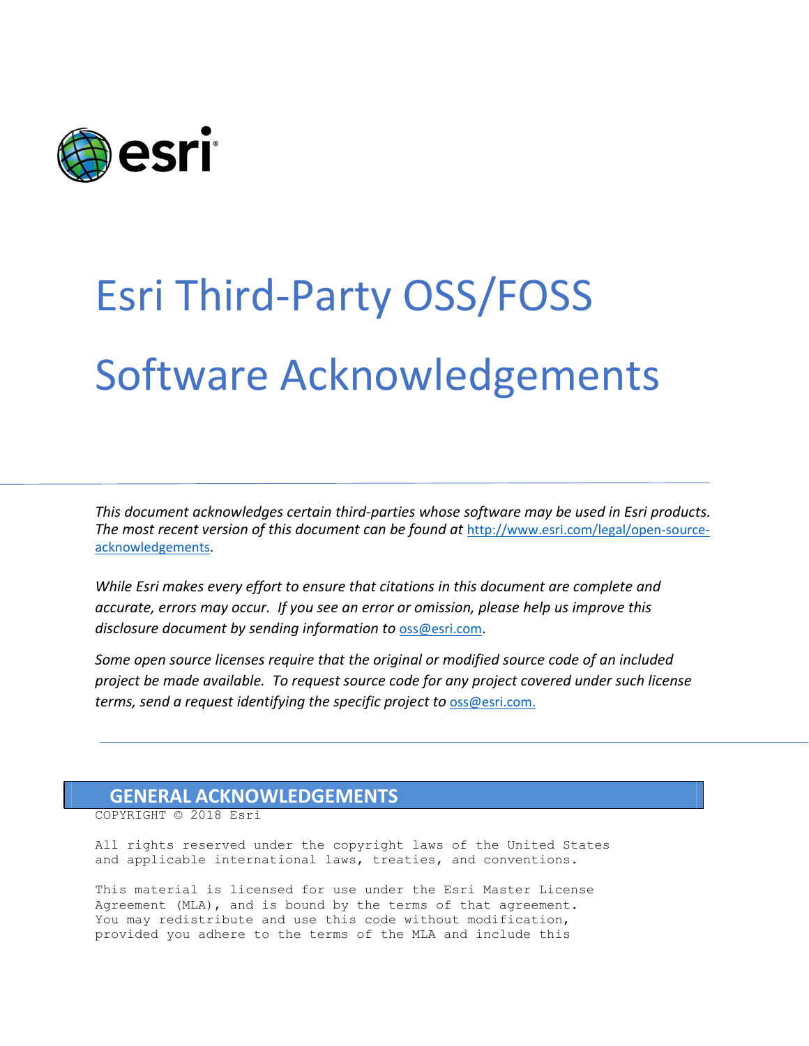# Esri Third-Party OSS/FOSS Software Acknowledgements

*This document acknowledges certain third-parties whose software may be used in Esri products. The most recent version of this document can be found at* http://www.esri.com/legal/open-source-acknowledgements.

*While Esri makes every effort to ensure that citations in this document are complete and accurate, errors may occur. If you see an error or omission, please help us improve this disclosure document by sending information to* oss@esri.com.

*Some open source licenses require that the original or modified source code of an included project be made available. To request source code for any project covered under such license terms, send a request identifying the specific project to* oss@esri.com.

## GENERAL ACKNOWLEDGEMENTS

```
COPYRIGHT © 2018 Esri

All rights reserved under the copyright laws of the United States
and applicable international laws, treaties, and conventions.

This material is licensed for use under the Esri Master License
Agreement (MLA), and is bound by the terms of that agreement.
You may redistribute and use this code without modification,
provided you adhere to the terms of the MLA and include this
```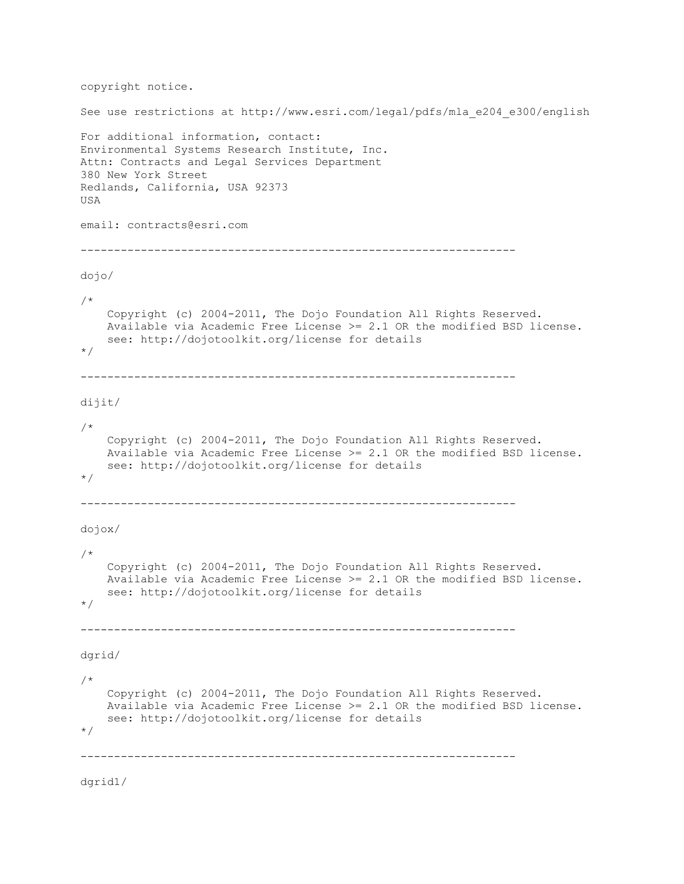copyright notice.

See use restrictions at http://www.esri.com/legal/pdfs/mla_e204_e300/english

For additional information, contact:
Environmental Systems Research Institute, Inc.
Attn: Contracts and Legal Services Department
380 New York Street
Redlands, California, USA 92373
USA

email: contracts@esri.com

-----------------------------------------------------------------

dojo/

```
/*
    Copyright (c) 2004-2011, The Dojo Foundation All Rights Reserved.
    Available via Academic Free License >= 2.1 OR the modified BSD license.
    see: http://dojotoolkit.org/license for details
*/
```

-----------------------------------------------------------------

dijit/

```
/*
    Copyright (c) 2004-2011, The Dojo Foundation All Rights Reserved.
    Available via Academic Free License >= 2.1 OR the modified BSD license.
    see: http://dojotoolkit.org/license for details
*/
```

-----------------------------------------------------------------

dojox/

```
/*
    Copyright (c) 2004-2011, The Dojo Foundation All Rights Reserved.
    Available via Academic Free License >= 2.1 OR the modified BSD license.
    see: http://dojotoolkit.org/license for details
*/
```

-----------------------------------------------------------------

dgrid/

```
/*
    Copyright (c) 2004-2011, The Dojo Foundation All Rights Reserved.
    Available via Academic Free License >= 2.1 OR the modified BSD license.
    see: http://dojotoolkit.org/license for details
*/
```

-----------------------------------------------------------------

dgrid1/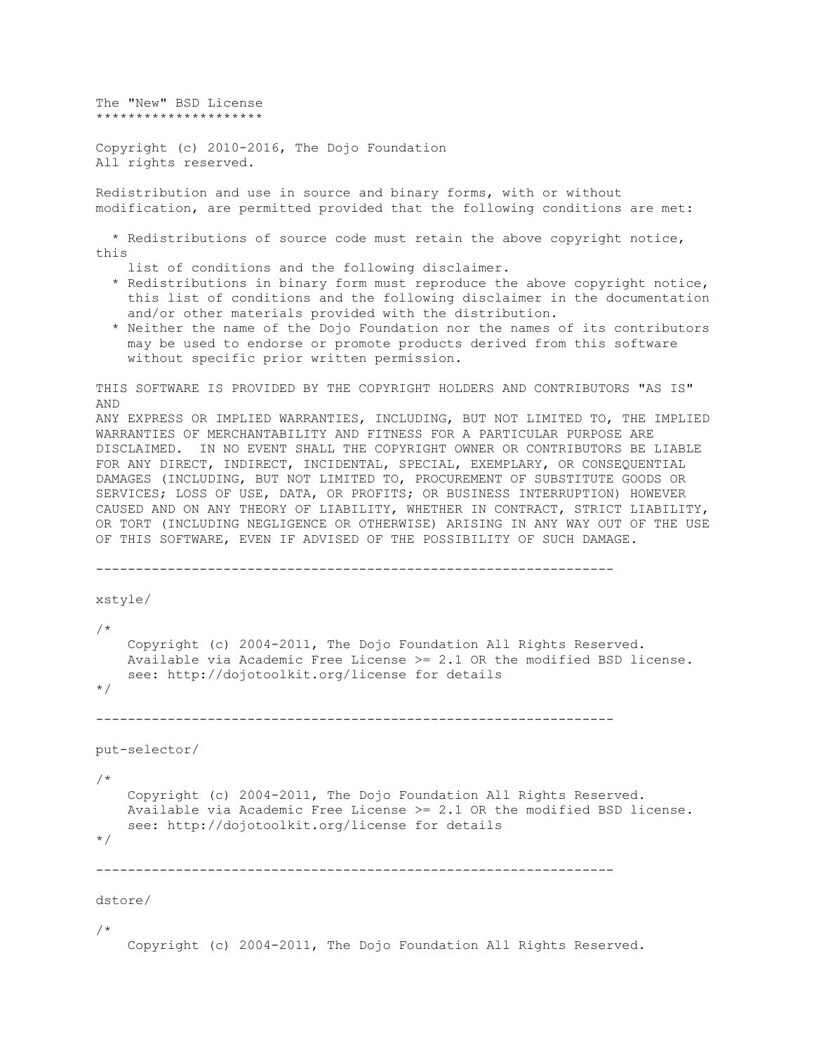The "New" BSD License
*********************

Copyright (c) 2010-2016, The Dojo Foundation
All rights reserved.

Redistribution and use in source and binary forms, with or without modification, are permitted provided that the following conditions are met:

* Redistributions of source code must retain the above copyright notice, this list of conditions and the following disclaimer.
* Redistributions in binary form must reproduce the above copyright notice, this list of conditions and the following disclaimer in the documentation and/or other materials provided with the distribution.
* Neither the name of the Dojo Foundation nor the names of its contributors may be used to endorse or promote products derived from this software without specific prior written permission.

THIS SOFTWARE IS PROVIDED BY THE COPYRIGHT HOLDERS AND CONTRIBUTORS "AS IS" AND ANY EXPRESS OR IMPLIED WARRANTIES, INCLUDING, BUT NOT LIMITED TO, THE IMPLIED WARRANTIES OF MERCHANTABILITY AND FITNESS FOR A PARTICULAR PURPOSE ARE DISCLAIMED. IN NO EVENT SHALL THE COPYRIGHT OWNER OR CONTRIBUTORS BE LIABLE FOR ANY DIRECT, INDIRECT, INCIDENTAL, SPECIAL, EXEMPLARY, OR CONSEQUENTIAL DAMAGES (INCLUDING, BUT NOT LIMITED TO, PROCUREMENT OF SUBSTITUTE GOODS OR SERVICES; LOSS OF USE, DATA, OR PROFITS; OR BUSINESS INTERRUPTION) HOWEVER CAUSED AND ON ANY THEORY OF LIABILITY, WHETHER IN CONTRACT, STRICT LIABILITY, OR TORT (INCLUDING NEGLIGENCE OR OTHERWISE) ARISING IN ANY WAY OUT OF THE USE OF THIS SOFTWARE, EVEN IF ADVISED OF THE POSSIBILITY OF SUCH DAMAGE.

------------------------------------------------------------------

xstyle/

```
/*
    Copyright (c) 2004-2011, The Dojo Foundation All Rights Reserved.
    Available via Academic Free License >= 2.1 OR the modified BSD license.
    see: http://dojotoolkit.org/license for details
*/
```

------------------------------------------------------------------

put-selector/

```
/*
    Copyright (c) 2004-2011, The Dojo Foundation All Rights Reserved.
    Available via Academic Free License >= 2.1 OR the modified BSD license.
    see: http://dojotoolkit.org/license for details
*/
```

------------------------------------------------------------------

dstore/

```
/*
    Copyright (c) 2004-2011, The Dojo Foundation All Rights Reserved.
```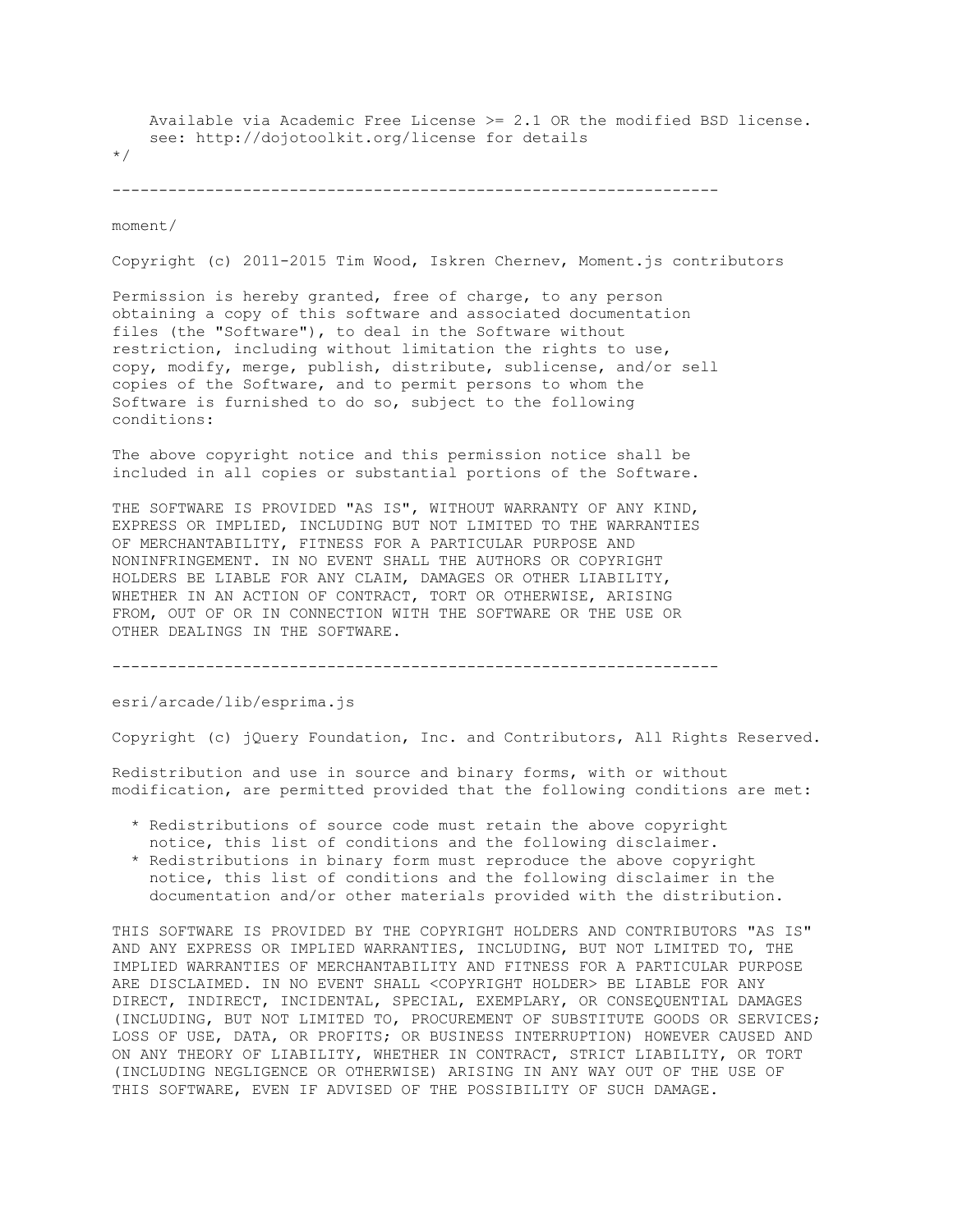Available via Academic Free License >= 2.1 OR the modified BSD license.
    see: http://dojotoolkit.org/license for details
*/

---

moment/

Copyright (c) 2011-2015 Tim Wood, Iskren Chernev, Moment.js contributors

Permission is hereby granted, free of charge, to any person obtaining a copy of this software and associated documentation files (the "Software"), to deal in the Software without restriction, including without limitation the rights to use, copy, modify, merge, publish, distribute, sublicense, and/or sell copies of the Software, and to permit persons to whom the Software is furnished to do so, subject to the following conditions:

The above copyright notice and this permission notice shall be included in all copies or substantial portions of the Software.

THE SOFTWARE IS PROVIDED "AS IS", WITHOUT WARRANTY OF ANY KIND, EXPRESS OR IMPLIED, INCLUDING BUT NOT LIMITED TO THE WARRANTIES OF MERCHANTABILITY, FITNESS FOR A PARTICULAR PURPOSE AND NONINFRINGEMENT. IN NO EVENT SHALL THE AUTHORS OR COPYRIGHT HOLDERS BE LIABLE FOR ANY CLAIM, DAMAGES OR OTHER LIABILITY, WHETHER IN AN ACTION OF CONTRACT, TORT OR OTHERWISE, ARISING FROM, OUT OF OR IN CONNECTION WITH THE SOFTWARE OR THE USE OR OTHER DEALINGS IN THE SOFTWARE.

---

esri/arcade/lib/esprima.js

Copyright (c) jQuery Foundation, Inc. and Contributors, All Rights Reserved.

Redistribution and use in source and binary forms, with or without modification, are permitted provided that the following conditions are met:

* Redistributions of source code must retain the above copyright notice, this list of conditions and the following disclaimer.
* Redistributions in binary form must reproduce the above copyright notice, this list of conditions and the following disclaimer in the documentation and/or other materials provided with the distribution.

THIS SOFTWARE IS PROVIDED BY THE COPYRIGHT HOLDERS AND CONTRIBUTORS "AS IS" AND ANY EXPRESS OR IMPLIED WARRANTIES, INCLUDING, BUT NOT LIMITED TO, THE IMPLIED WARRANTIES OF MERCHANTABILITY AND FITNESS FOR A PARTICULAR PURPOSE ARE DISCLAIMED. IN NO EVENT SHALL <COPYRIGHT HOLDER> BE LIABLE FOR ANY DIRECT, INDIRECT, INCIDENTAL, SPECIAL, EXEMPLARY, OR CONSEQUENTIAL DAMAGES (INCLUDING, BUT NOT LIMITED TO, PROCUREMENT OF SUBSTITUTE GOODS OR SERVICES; LOSS OF USE, DATA, OR PROFITS; OR BUSINESS INTERRUPTION) HOWEVER CAUSED AND ON ANY THEORY OF LIABILITY, WHETHER IN CONTRACT, STRICT LIABILITY, OR TORT (INCLUDING NEGLIGENCE OR OTHERWISE) ARISING IN ANY WAY OUT OF THE USE OF THIS SOFTWARE, EVEN IF ADVISED OF THE POSSIBILITY OF SUCH DAMAGE.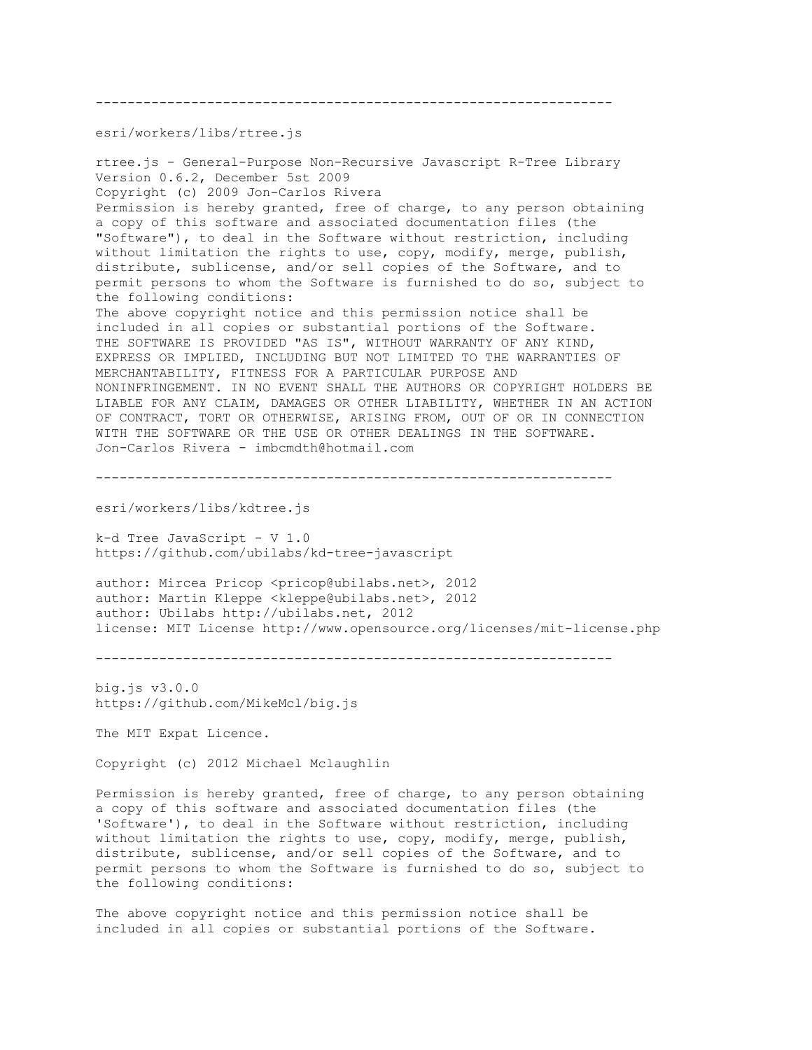-----------------------------------------------------------------

esri/workers/libs/rtree.js

rtree.js - General-Purpose Non-Recursive Javascript R-Tree Library
Version 0.6.2, December 5st 2009
Copyright (c) 2009 Jon-Carlos Rivera
Permission is hereby granted, free of charge, to any person obtaining
a copy of this software and associated documentation files (the
"Software"), to deal in the Software without restriction, including
without limitation the rights to use, copy, modify, merge, publish,
distribute, sublicense, and/or sell copies of the Software, and to
permit persons to whom the Software is furnished to do so, subject to
the following conditions:
The above copyright notice and this permission notice shall be
included in all copies or substantial portions of the Software.
THE SOFTWARE IS PROVIDED "AS IS", WITHOUT WARRANTY OF ANY KIND,
EXPRESS OR IMPLIED, INCLUDING BUT NOT LIMITED TO THE WARRANTIES OF
MERCHANTABILITY, FITNESS FOR A PARTICULAR PURPOSE AND
NONINFRINGEMENT. IN NO EVENT SHALL THE AUTHORS OR COPYRIGHT HOLDERS BE
LIABLE FOR ANY CLAIM, DAMAGES OR OTHER LIABILITY, WHETHER IN AN ACTION
OF CONTRACT, TORT OR OTHERWISE, ARISING FROM, OUT OF OR IN CONNECTION
WITH THE SOFTWARE OR THE USE OR OTHER DEALINGS IN THE SOFTWARE.
Jon-Carlos Rivera - imbcmdth@hotmail.com

-----------------------------------------------------------------

esri/workers/libs/kdtree.js

k-d Tree JavaScript - V 1.0
https://github.com/ubilabs/kd-tree-javascript

author: Mircea Pricop <pricop@ubilabs.net>, 2012
author: Martin Kleppe <kleppe@ubilabs.net>, 2012
author: Ubilabs http://ubilabs.net, 2012
license: MIT License http://www.opensource.org/licenses/mit-license.php

-----------------------------------------------------------------

big.js v3.0.0
https://github.com/MikeMcl/big.js

The MIT Expat Licence.

Copyright (c) 2012 Michael Mclaughlin

Permission is hereby granted, free of charge, to any person obtaining
a copy of this software and associated documentation files (the
'Software'), to deal in the Software without restriction, including
without limitation the rights to use, copy, modify, merge, publish,
distribute, sublicense, and/or sell copies of the Software, and to
permit persons to whom the Software is furnished to do so, subject to
the following conditions:

The above copyright notice and this permission notice shall be
included in all copies or substantial portions of the Software.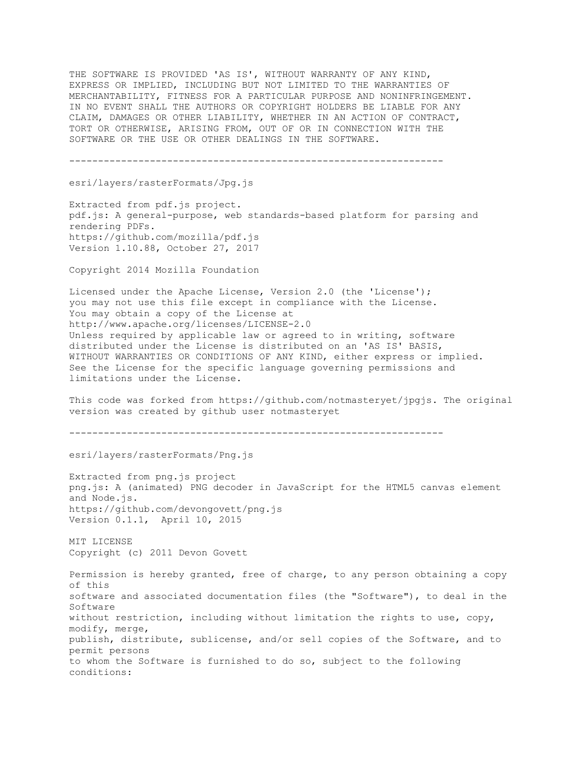THE SOFTWARE IS PROVIDED 'AS IS', WITHOUT WARRANTY OF ANY KIND, EXPRESS OR IMPLIED, INCLUDING BUT NOT LIMITED TO THE WARRANTIES OF MERCHANTABILITY, FITNESS FOR A PARTICULAR PURPOSE AND NONINFRINGEMENT. IN NO EVENT SHALL THE AUTHORS OR COPYRIGHT HOLDERS BE LIABLE FOR ANY CLAIM, DAMAGES OR OTHER LIABILITY, WHETHER IN AN ACTION OF CONTRACT, TORT OR OTHERWISE, ARISING FROM, OUT OF OR IN CONNECTION WITH THE SOFTWARE OR THE USE OR OTHER DEALINGS IN THE SOFTWARE.

-----------------------------------------------------------------

esri/layers/rasterFormats/Jpg.js

Extracted from pdf.js project.
pdf.js: A general-purpose, web standards-based platform for parsing and rendering PDFs.
https://github.com/mozilla/pdf.js
Version 1.10.88, October 27, 2017

Copyright 2014 Mozilla Foundation

Licensed under the Apache License, Version 2.0 (the 'License');
you may not use this file except in compliance with the License.
You may obtain a copy of the License at
http://www.apache.org/licenses/LICENSE-2.0
Unless required by applicable law or agreed to in writing, software distributed under the License is distributed on an 'AS IS' BASIS, WITHOUT WARRANTIES OR CONDITIONS OF ANY KIND, either express or implied. See the License for the specific language governing permissions and limitations under the License.

This code was forked from https://github.com/notmasteryet/jpgjs. The original version was created by github user notmasteryet

-----------------------------------------------------------------

esri/layers/rasterFormats/Png.js

Extracted from png.js project
png.js: A (animated) PNG decoder in JavaScript for the HTML5 canvas element and Node.js.
https://github.com/devongovett/png.js
Version 0.1.1, April 10, 2015

MIT LICENSE
Copyright (c) 2011 Devon Govett

Permission is hereby granted, free of charge, to any person obtaining a copy of this software and associated documentation files (the "Software"), to deal in the Software without restriction, including without limitation the rights to use, copy, modify, merge, publish, distribute, sublicense, and/or sell copies of the Software, and to permit persons to whom the Software is furnished to do so, subject to the following conditions: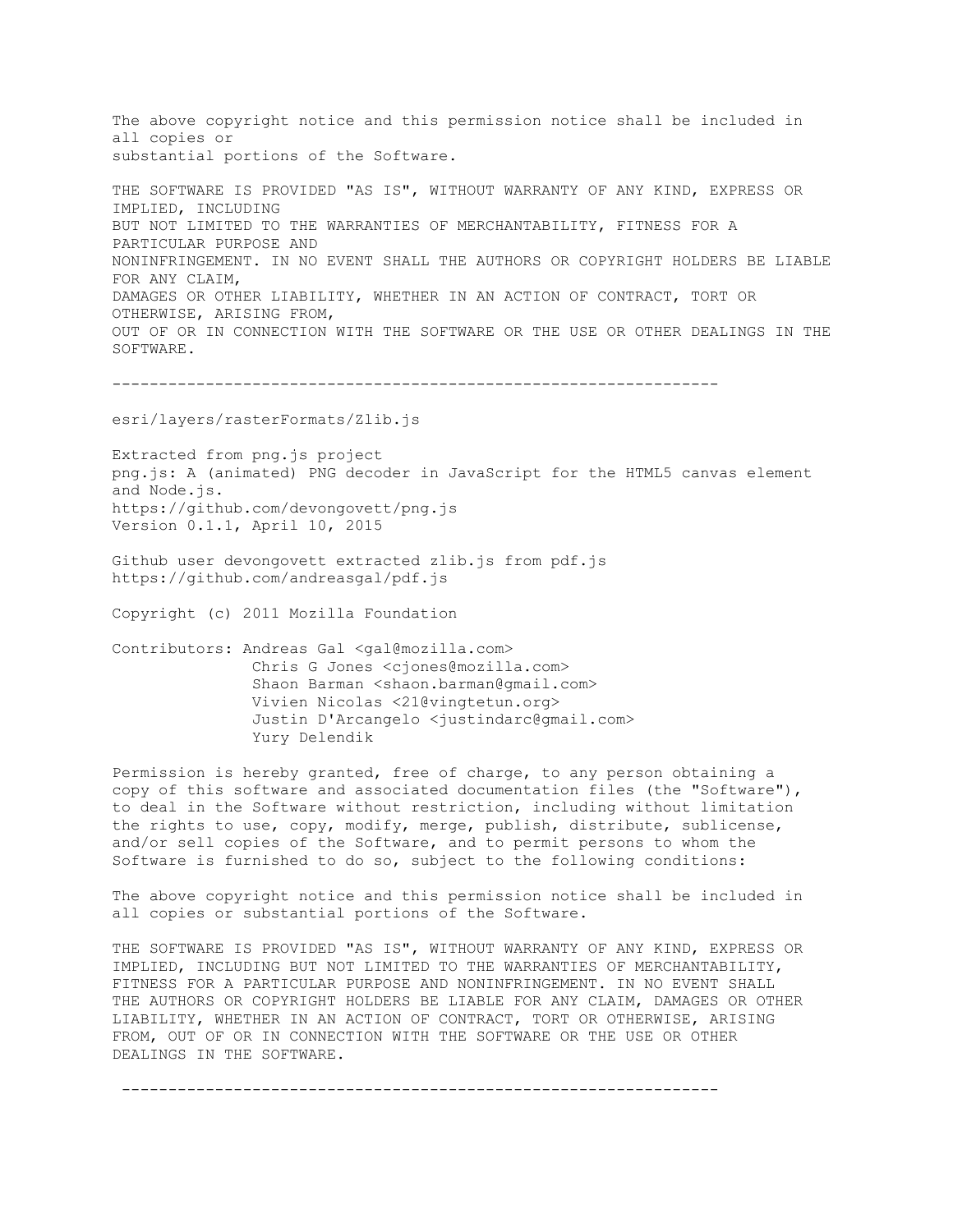The above copyright notice and this permission notice shall be included in all copies or
substantial portions of the Software.

THE SOFTWARE IS PROVIDED "AS IS", WITHOUT WARRANTY OF ANY KIND, EXPRESS OR IMPLIED, INCLUDING
BUT NOT LIMITED TO THE WARRANTIES OF MERCHANTABILITY, FITNESS FOR A PARTICULAR PURPOSE AND
NONINFRINGEMENT. IN NO EVENT SHALL THE AUTHORS OR COPYRIGHT HOLDERS BE LIABLE FOR ANY CLAIM,
DAMAGES OR OTHER LIABILITY, WHETHER IN AN ACTION OF CONTRACT, TORT OR OTHERWISE, ARISING FROM,
OUT OF OR IN CONNECTION WITH THE SOFTWARE OR THE USE OR OTHER DEALINGS IN THE SOFTWARE.

-----------------------------------------------------------------

esri/layers/rasterFormats/Zlib.js

Extracted from png.js project
png.js: A (animated) PNG decoder in JavaScript for the HTML5 canvas element and Node.js.
https://github.com/devongovett/png.js
Version 0.1.1, April 10, 2015

Github user devongovett extracted zlib.js from pdf.js
https://github.com/andreasgal/pdf.js

Copyright (c) 2011 Mozilla Foundation

Contributors: Andreas Gal <gal@mozilla.com>
Chris G Jones <cjones@mozilla.com>
Shaon Barman <shaon.barman@gmail.com>
Vivien Nicolas <21@vingtetun.org>
Justin D'Arcangelo <justindarc@gmail.com>
Yury Delendik

Permission is hereby granted, free of charge, to any person obtaining a copy of this software and associated documentation files (the "Software"), to deal in the Software without restriction, including without limitation the rights to use, copy, modify, merge, publish, distribute, sublicense, and/or sell copies of the Software, and to permit persons to whom the Software is furnished to do so, subject to the following conditions:

The above copyright notice and this permission notice shall be included in all copies or substantial portions of the Software.

THE SOFTWARE IS PROVIDED "AS IS", WITHOUT WARRANTY OF ANY KIND, EXPRESS OR IMPLIED, INCLUDING BUT NOT LIMITED TO THE WARRANTIES OF MERCHANTABILITY, FITNESS FOR A PARTICULAR PURPOSE AND NONINFRINGEMENT. IN NO EVENT SHALL THE AUTHORS OR COPYRIGHT HOLDERS BE LIABLE FOR ANY CLAIM, DAMAGES OR OTHER LIABILITY, WHETHER IN AN ACTION OF CONTRACT, TORT OR OTHERWISE, ARISING FROM, OUT OF OR IN CONNECTION WITH THE SOFTWARE OR THE USE OR OTHER DEALINGS IN THE SOFTWARE.

-----------------------------------------------------------------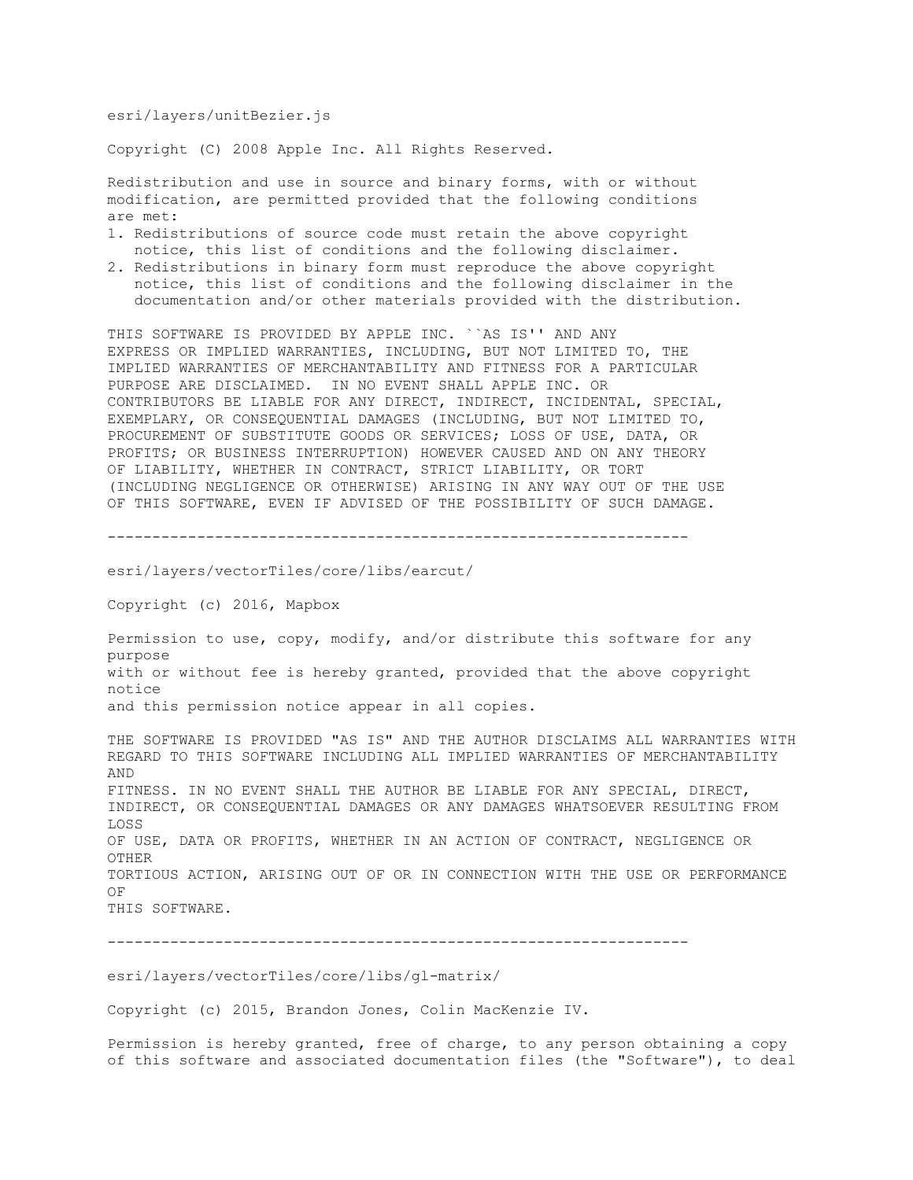esri/layers/unitBezier.js

Copyright (C) 2008 Apple Inc. All Rights Reserved.

Redistribution and use in source and binary forms, with or without modification, are permitted provided that the following conditions are met:

1. Redistributions of source code must retain the above copyright notice, this list of conditions and the following disclaimer.
2. Redistributions in binary form must reproduce the above copyright notice, this list of conditions and the following disclaimer in the documentation and/or other materials provided with the distribution.

THIS SOFTWARE IS PROVIDED BY APPLE INC. ``AS IS'' AND ANY EXPRESS OR IMPLIED WARRANTIES, INCLUDING, BUT NOT LIMITED TO, THE IMPLIED WARRANTIES OF MERCHANTABILITY AND FITNESS FOR A PARTICULAR PURPOSE ARE DISCLAIMED. IN NO EVENT SHALL APPLE INC. OR CONTRIBUTORS BE LIABLE FOR ANY DIRECT, INDIRECT, INCIDENTAL, SPECIAL, EXEMPLARY, OR CONSEQUENTIAL DAMAGES (INCLUDING, BUT NOT LIMITED TO, PROCUREMENT OF SUBSTITUTE GOODS OR SERVICES; LOSS OF USE, DATA, OR PROFITS; OR BUSINESS INTERRUPTION) HOWEVER CAUSED AND ON ANY THEORY OF LIABILITY, WHETHER IN CONTRACT, STRICT LIABILITY, OR TORT (INCLUDING NEGLIGENCE OR OTHERWISE) ARISING IN ANY WAY OUT OF THE USE OF THIS SOFTWARE, EVEN IF ADVISED OF THE POSSIBILITY OF SUCH DAMAGE.

---

esri/layers/vectorTiles/core/libs/earcut/

Copyright (c) 2016, Mapbox

Permission to use, copy, modify, and/or distribute this software for any purpose with or without fee is hereby granted, provided that the above copyright notice and this permission notice appear in all copies.

THE SOFTWARE IS PROVIDED "AS IS" AND THE AUTHOR DISCLAIMS ALL WARRANTIES WITH REGARD TO THIS SOFTWARE INCLUDING ALL IMPLIED WARRANTIES OF MERCHANTABILITY AND FITNESS. IN NO EVENT SHALL THE AUTHOR BE LIABLE FOR ANY SPECIAL, DIRECT, INDIRECT, OR CONSEQUENTIAL DAMAGES OR ANY DAMAGES WHATSOEVER RESULTING FROM LOSS OF USE, DATA OR PROFITS, WHETHER IN AN ACTION OF CONTRACT, NEGLIGENCE OR OTHER TORTIOUS ACTION, ARISING OUT OF OR IN CONNECTION WITH THE USE OR PERFORMANCE OF THIS SOFTWARE.

---

esri/layers/vectorTiles/core/libs/gl-matrix/

Copyright (c) 2015, Brandon Jones, Colin MacKenzie IV.

Permission is hereby granted, free of charge, to any person obtaining a copy of this software and associated documentation files (the "Software"), to deal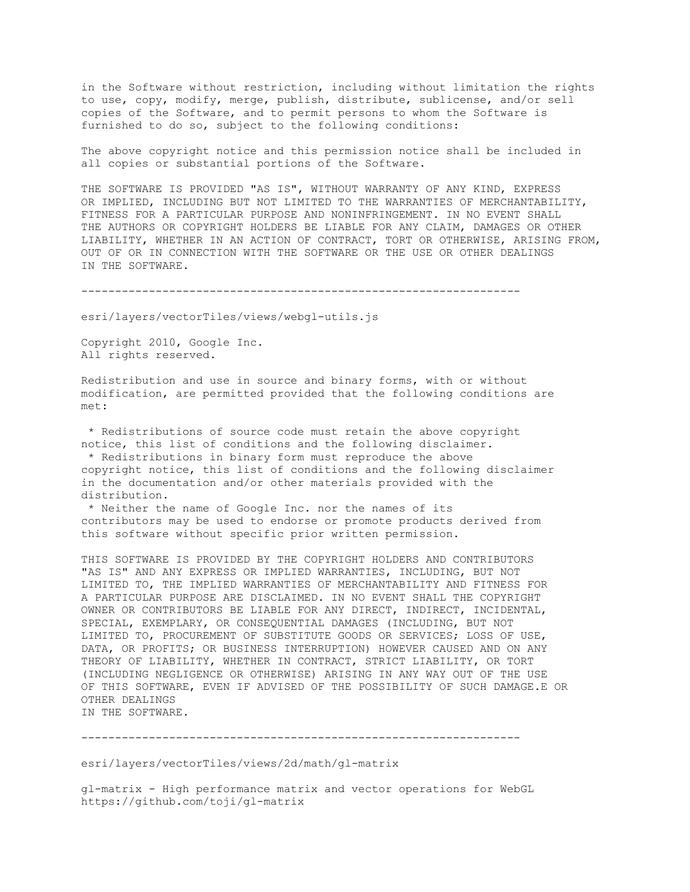in the Software without restriction, including without limitation the rights to use, copy, modify, merge, publish, distribute, sublicense, and/or sell copies of the Software, and to permit persons to whom the Software is furnished to do so, subject to the following conditions:

The above copyright notice and this permission notice shall be included in all copies or substantial portions of the Software.

THE SOFTWARE IS PROVIDED "AS IS", WITHOUT WARRANTY OF ANY KIND, EXPRESS OR IMPLIED, INCLUDING BUT NOT LIMITED TO THE WARRANTIES OF MERCHANTABILITY, FITNESS FOR A PARTICULAR PURPOSE AND NONINFRINGEMENT. IN NO EVENT SHALL THE AUTHORS OR COPYRIGHT HOLDERS BE LIABLE FOR ANY CLAIM, DAMAGES OR OTHER LIABILITY, WHETHER IN AN ACTION OF CONTRACT, TORT OR OTHERWISE, ARISING FROM, OUT OF OR IN CONNECTION WITH THE SOFTWARE OR THE USE OR OTHER DEALINGS IN THE SOFTWARE.

-----------------------------------------------------------------

esri/layers/vectorTiles/views/webgl-utils.js

Copyright 2010, Google Inc.
All rights reserved.

Redistribution and use in source and binary forms, with or without modification, are permitted provided that the following conditions are met:

* Redistributions of source code must retain the above copyright notice, this list of conditions and the following disclaimer.
* Redistributions in binary form must reproduce the above copyright notice, this list of conditions and the following disclaimer in the documentation and/or other materials provided with the distribution.
* Neither the name of Google Inc. nor the names of its contributors may be used to endorse or promote products derived from this software without specific prior written permission.

THIS SOFTWARE IS PROVIDED BY THE COPYRIGHT HOLDERS AND CONTRIBUTORS "AS IS" AND ANY EXPRESS OR IMPLIED WARRANTIES, INCLUDING, BUT NOT LIMITED TO, THE IMPLIED WARRANTIES OF MERCHANTABILITY AND FITNESS FOR A PARTICULAR PURPOSE ARE DISCLAIMED. IN NO EVENT SHALL THE COPYRIGHT OWNER OR CONTRIBUTORS BE LIABLE FOR ANY DIRECT, INDIRECT, INCIDENTAL, SPECIAL, EXEMPLARY, OR CONSEQUENTIAL DAMAGES (INCLUDING, BUT NOT LIMITED TO, PROCUREMENT OF SUBSTITUTE GOODS OR SERVICES; LOSS OF USE, DATA, OR PROFITS; OR BUSINESS INTERRUPTION) HOWEVER CAUSED AND ON ANY THEORY OF LIABILITY, WHETHER IN CONTRACT, STRICT LIABILITY, OR TORT (INCLUDING NEGLIGENCE OR OTHERWISE) ARISING IN ANY WAY OUT OF THE USE OF THIS SOFTWARE, EVEN IF ADVISED OF THE POSSIBILITY OF SUCH DAMAGE.E OR OTHER DEALINGS
IN THE SOFTWARE.

-----------------------------------------------------------------

esri/layers/vectorTiles/views/2d/math/gl-matrix

gl-matrix - High performance matrix and vector operations for WebGL
https://github.com/toji/gl-matrix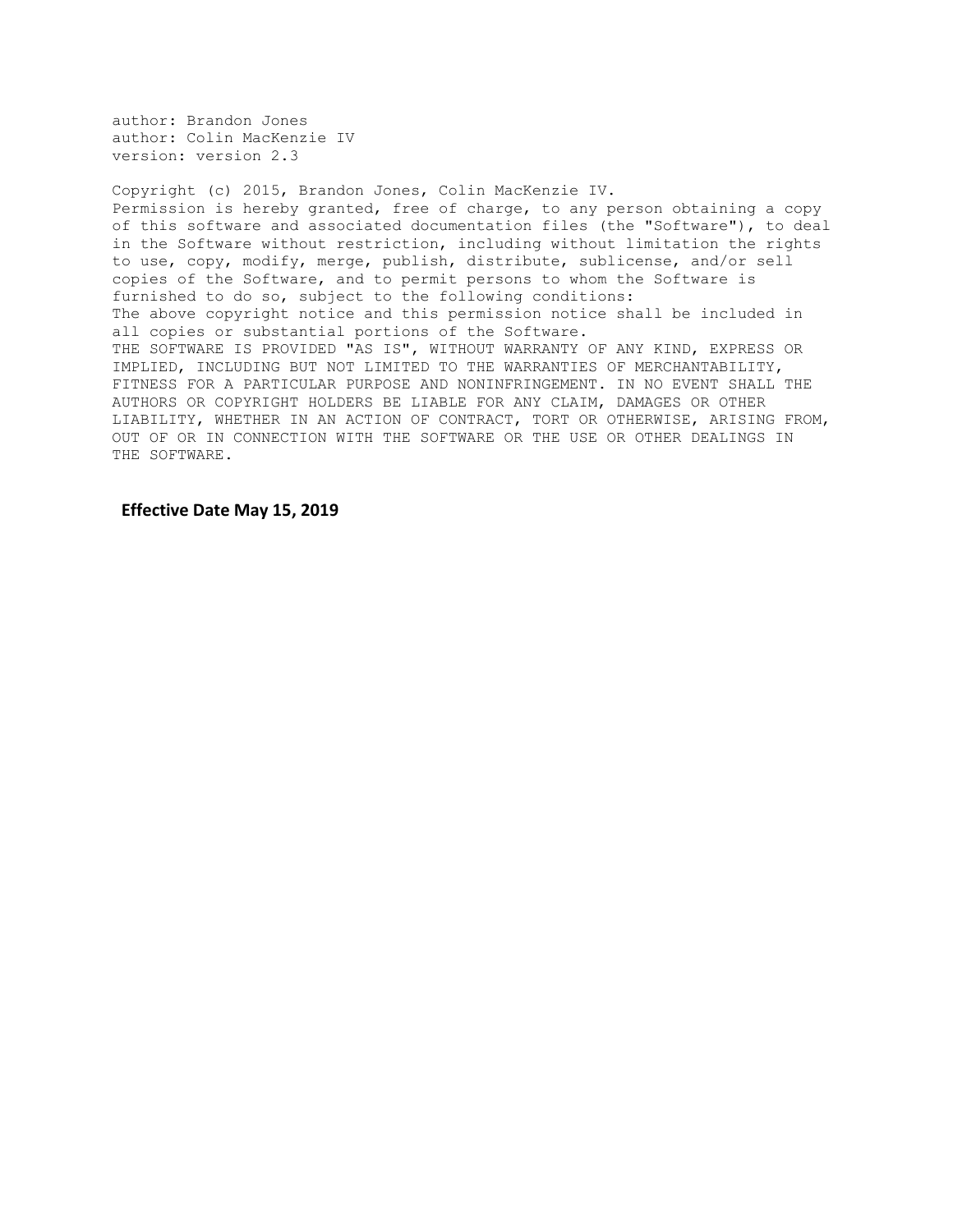author: Brandon Jones
author: Colin MacKenzie IV
version: version 2.3

Copyright (c) 2015, Brandon Jones, Colin MacKenzie IV.
Permission is hereby granted, free of charge, to any person obtaining a copy of this software and associated documentation files (the "Software"), to deal in the Software without restriction, including without limitation the rights to use, copy, modify, merge, publish, distribute, sublicense, and/or sell copies of the Software, and to permit persons to whom the Software is furnished to do so, subject to the following conditions:
The above copyright notice and this permission notice shall be included in all copies or substantial portions of the Software.
THE SOFTWARE IS PROVIDED "AS IS", WITHOUT WARRANTY OF ANY KIND, EXPRESS OR IMPLIED, INCLUDING BUT NOT LIMITED TO THE WARRANTIES OF MERCHANTABILITY, FITNESS FOR A PARTICULAR PURPOSE AND NONINFRINGEMENT. IN NO EVENT SHALL THE AUTHORS OR COPYRIGHT HOLDERS BE LIABLE FOR ANY CLAIM, DAMAGES OR OTHER LIABILITY, WHETHER IN AN ACTION OF CONTRACT, TORT OR OTHERWISE, ARISING FROM, OUT OF OR IN CONNECTION WITH THE SOFTWARE OR THE USE OR OTHER DEALINGS IN THE SOFTWARE.

**Effective Date May 15, 2019**